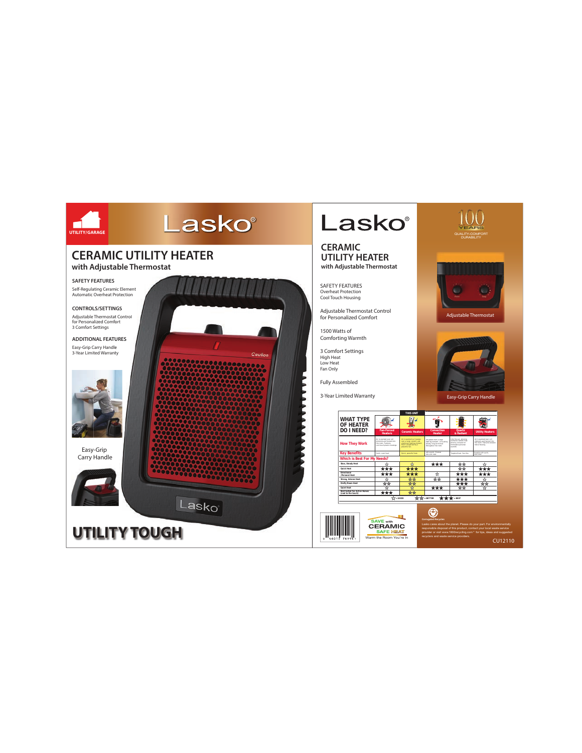UTILITY/GARAGE

Lasko®

# CERAMIC UTILITY HEATER

## with Adjustable Thermostat

### SAFETY FEATURES

Self-Regulating Ceramic Element
Automatic Overheat Protection

### CONTROLS/SETTINGS

Adjustable Thermostat Control for Personalized Comfort
3 Comfort Settings

### ADDITIONAL FEATURES

Easy-Grip Carry Handle
3-Year Limited Warranty

Easy-Grip Carry Handle

Caution

Lasko®

**UTILITY TOUGH**

Lasko®

# CERAMIC UTILITY HEATER

## with Adjustable Thermostat

SAFETY FEATURES
Overheat Protection
Cool Touch Housing

Adjustable Thermostat Control for Personalized Comfort

1500 Watts of Comforting Warmth

3 Comfort Settings
High Heat
Low Heat
Fan Only

Fully Assembled

3-Year Limited Warranty

100 YEARS
QUALITY-COMFORT DURABILITY

Adjustable Thermostat

Easy-Grip Carry Handle

| WHAT TYPE OF HEATER DO I NEED? | Fan-Forced Heaters | Ceramic Heaters (THIS UNIT) | Convection Heater | Quartz & Radiant | Utility Heaters |
|---|---|---|---|---|---|
| How They Work | | | | | |
| Key Benefits | | | | | |
| Which is Best For My Needs? | | | | | |
| Slow, Steady Heat | ☆ | ☆ | ★★★ | ☆☆ | ☆ |
| Quick Heat | ★★★ | ★★★ | | ☆☆ | ★★★ |
| Directional / Personal Heat | ★★★ | ★★★ | ☆ | ★★★ | ★★★ |
| Strong, Intense Heat | ☆ | ☆☆ | ☆☆ | ★★★ | ☆ |
| Drafty Room Heat | ☆☆ | ☆☆ | | ★★★ | ☆☆ |
| Quiet Heat | ☆ | ☆ | ★★★ | ☆☆ | ☆ |
| Best Suited For Active Homes (cool to the touch) | ★★★ | ☆☆ | | | |

☆ = GOOD ☆☆ = BETTER ★★★ = BEST

0 46013 76996 1

SAVE with CERAMIC SAFE HEAT
Warm the Room You're In

Corrugated Recycles

Lasko cares about the planet. Please do your part. For environmentally responsible disposal of this product, contact your local waste service provider or visit www.1800recycling.com for tips, ideas and suggested recyclers and waste service providers.

CU12110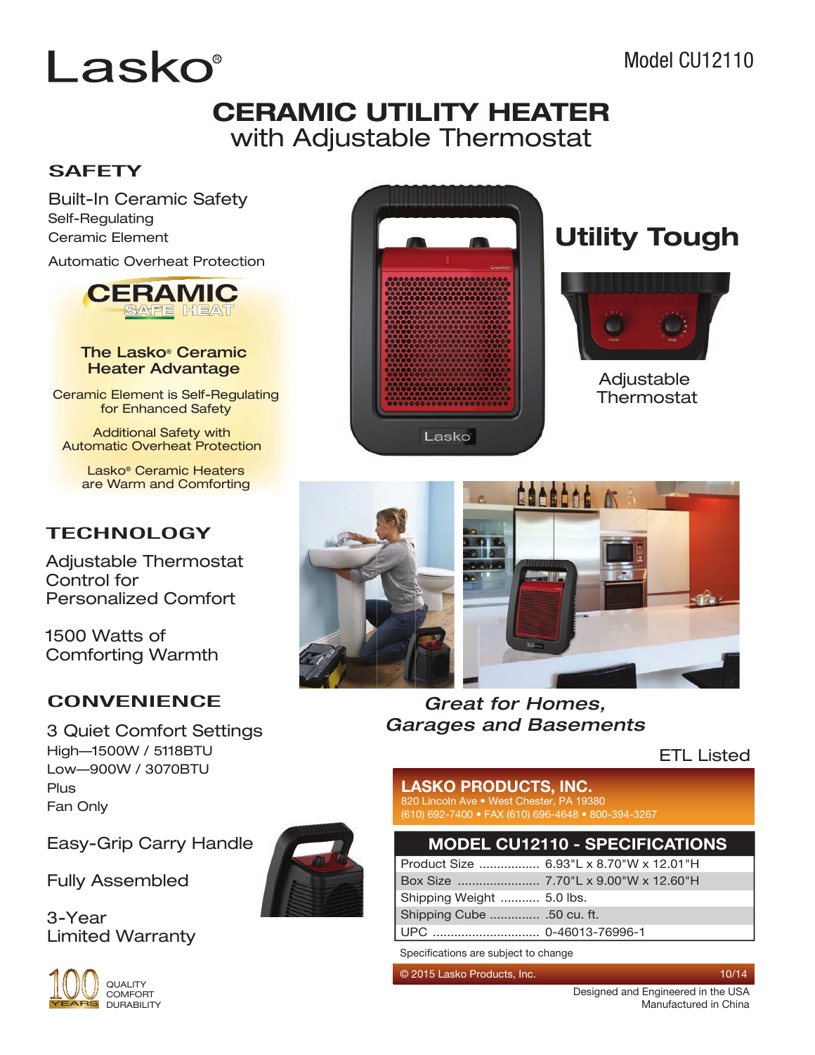Lasko®

Model CU12110

# CERAMIC UTILITY HEATER
## with Adjustable Thermostat

### SAFETY

Built-In Ceramic Safety
Self-Regulating
Ceramic Element

Automatic Overheat Protection

CERAMIC
SAFE HEAT

**The Lasko® Ceramic Heater Advantage**

Ceramic Element is Self-Regulating for Enhanced Safety

Additional Safety with Automatic Overheat Protection

Lasko® Ceramic Heaters are Warm and Comforting

### TECHNOLOGY

Adjustable Thermostat Control for Personalized Comfort

1500 Watts of Comforting Warmth

### CONVENIENCE

3 Quiet Comfort Settings
High—1500W / 5118BTU
Low—900W / 3070BTU
Plus
Fan Only

Easy-Grip Carry Handle

Fully Assembled

3-Year Limited Warranty

100 YEARS
QUALITY
COMFORT
DURABILITY

## Utility Tough

Adjustable Thermostat

*Great for Homes, Garages and Basements*

ETL Listed

**LASKO PRODUCTS, INC.**
820 Lincoln Ave • West Chester, PA 19380
(610) 692-7400 • FAX (610) 696-4648 • 800-394-3267

| MODEL CU12110 - SPECIFICATIONS | |
|---|---|
| Product Size | 6.93"L x 8.70"W x 12.01"H |
| Box Size | 7.70"L x 9.00"W x 12.60"H |
| Shipping Weight | 5.0 lbs. |
| Shipping Cube | .50 cu. ft. |
| UPC | 0-46013-76996-1 |

Specifications are subject to change

© 2015 Lasko Products, Inc. 10/14

Designed and Engineered in the USA
Manufactured in China